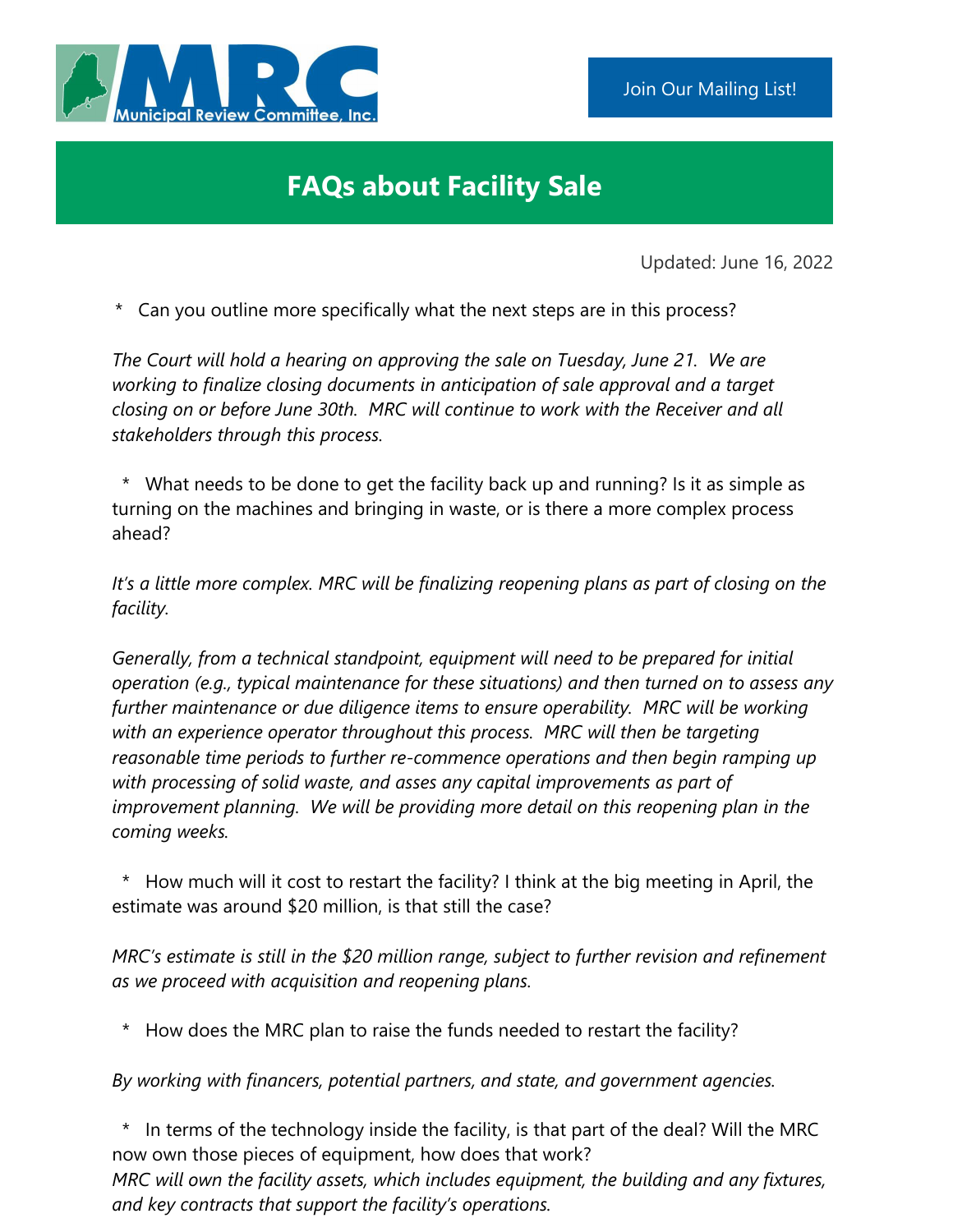Municipal Review Committee, Inc.

Join Our Mailing List!

# FAQs about Facility Sale

Updated: June 16, 2022

* Can you outline more specifically what the next steps are in this process?

*The Court will hold a hearing on approving the sale on Tuesday, June 21. We are working to finalize closing documents in anticipation of sale approval and a target closing on or before June 30th. MRC will continue to work with the Receiver and all stakeholders through this process.*

* What needs to be done to get the facility back up and running? Is it as simple as turning on the machines and bringing in waste, or is there a more complex process ahead?

*It's a little more complex. MRC will be finalizing reopening plans as part of closing on the facility.*

*Generally, from a technical standpoint, equipment will need to be prepared for initial operation (e.g., typical maintenance for these situations) and then turned on to assess any further maintenance or due diligence items to ensure operability. MRC will be working with an experience operator throughout this process. MRC will then be targeting reasonable time periods to further re-commence operations and then begin ramping up with processing of solid waste, and asses any capital improvements as part of improvement planning. We will be providing more detail on this reopening plan in the coming weeks.*

* How much will it cost to restart the facility? I think at the big meeting in April, the estimate was around $20 million, is that still the case?

*MRC's estimate is still in the $20 million range, subject to further revision and refinement as we proceed with acquisition and reopening plans.*

* How does the MRC plan to raise the funds needed to restart the facility?

*By working with financers, potential partners, and state, and government agencies.*

* In terms of the technology inside the facility, is that part of the deal? Will the MRC now own those pieces of equipment, how does that work?

*MRC will own the facility assets, which includes equipment, the building and any fixtures, and key contracts that support the facility's operations.*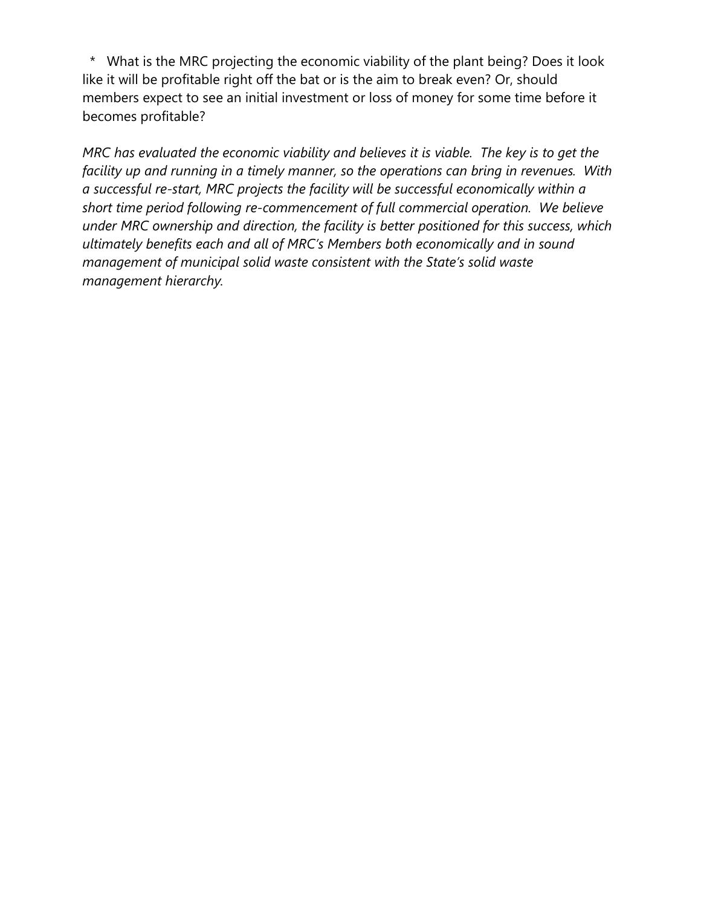* What is the MRC projecting the economic viability of the plant being? Does it look like it will be profitable right off the bat or is the aim to break even? Or, should members expect to see an initial investment or loss of money for some time before it becomes profitable?

*MRC has evaluated the economic viability and believes it is viable. The key is to get the facility up and running in a timely manner, so the operations can bring in revenues. With a successful re-start, MRC projects the facility will be successful economically within a short time period following re-commencement of full commercial operation. We believe under MRC ownership and direction, the facility is better positioned for this success, which ultimately benefits each and all of MRC's Members both economically and in sound management of municipal solid waste consistent with the State's solid waste management hierarchy.*